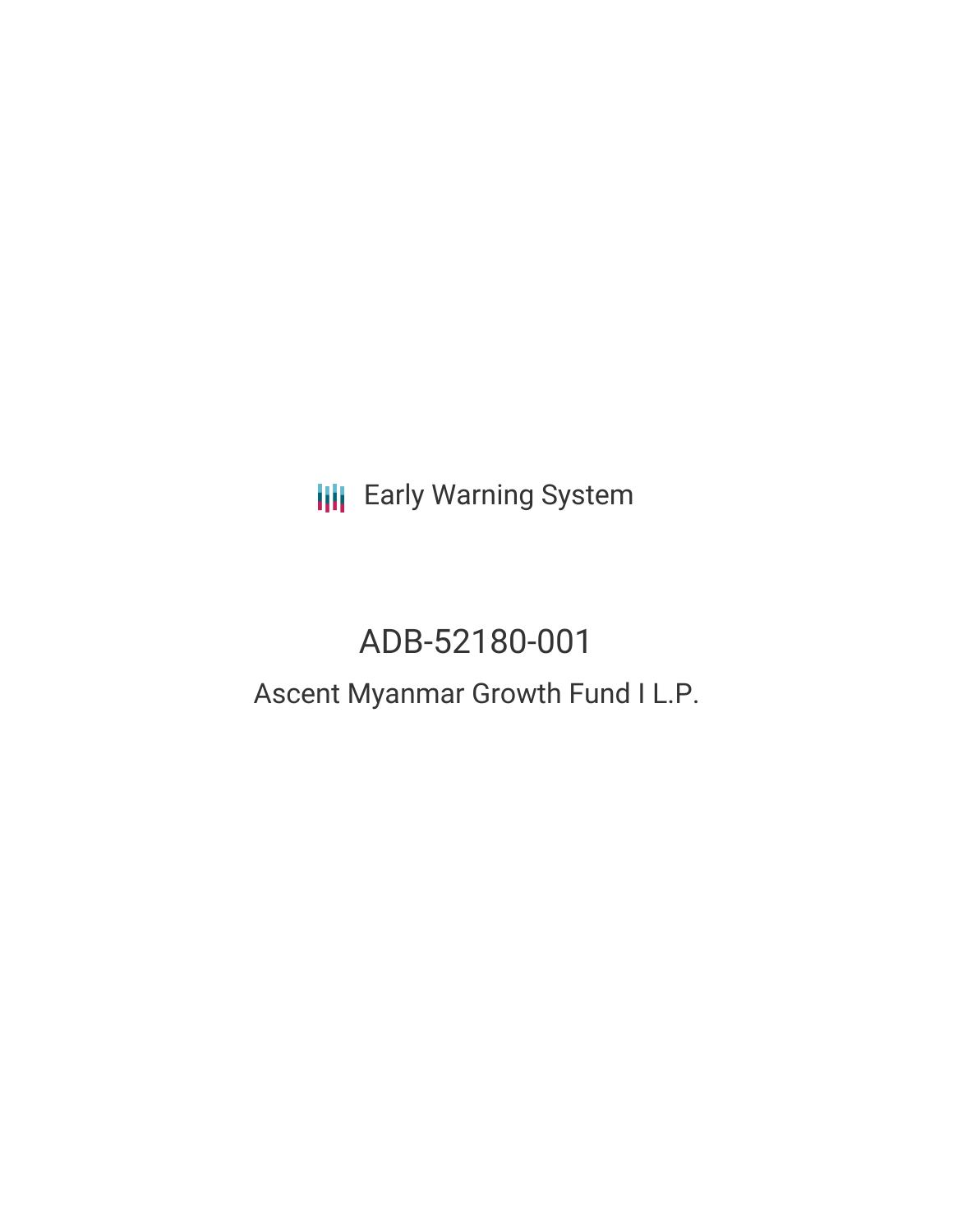Early Warning System

# ADB-52180-001

## Ascent Myanmar Growth Fund I L.P.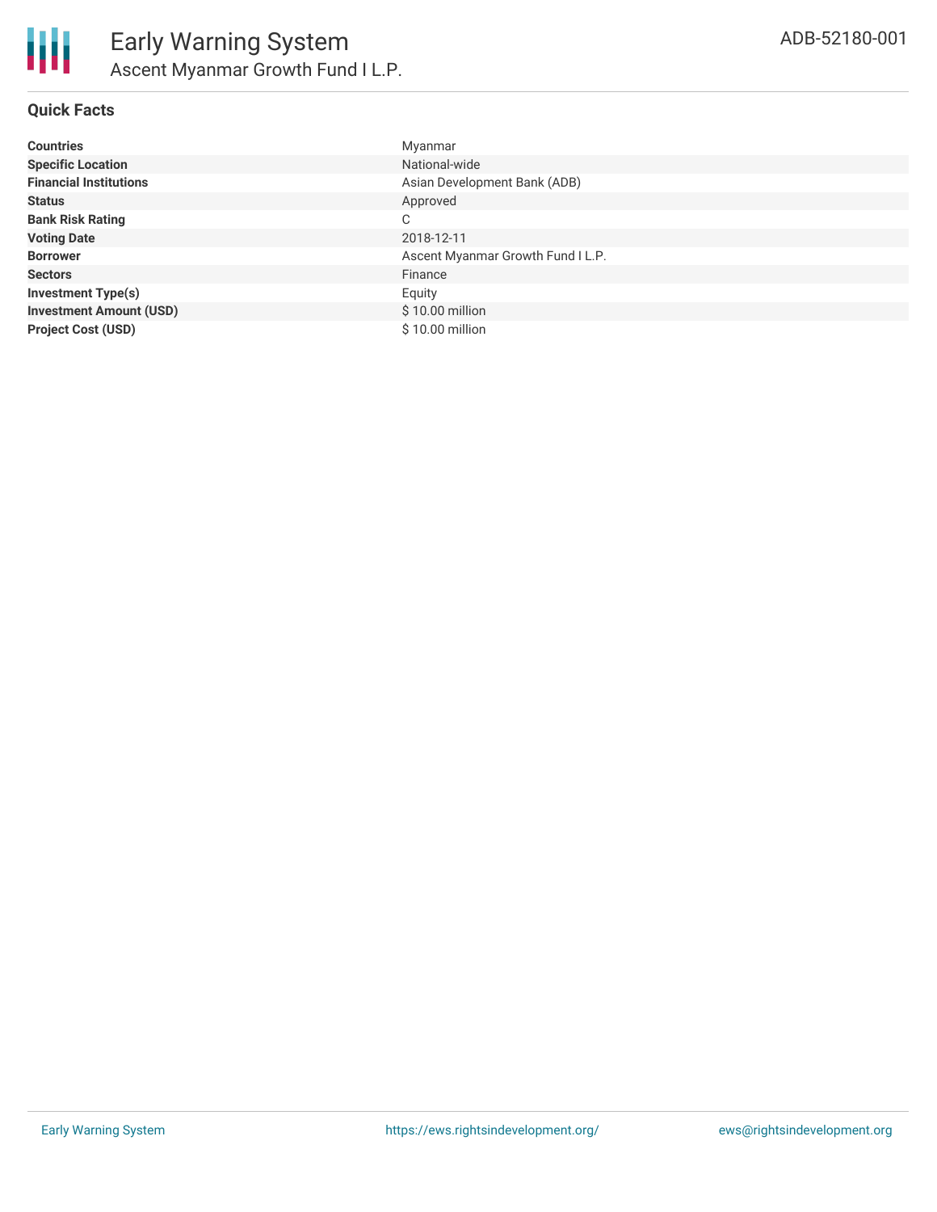# Early Warning System

## Ascent Myanmar Growth Fund I L.P.

ADB-52180-001

### Quick Facts

| | |
|---|---|
| **Countries** | Myanmar |
| **Specific Location** | National-wide |
| **Financial Institutions** | Asian Development Bank (ADB) |
| **Status** | Approved |
| **Bank Risk Rating** | C |
| **Voting Date** | 2018-12-11 |
| **Borrower** | Ascent Myanmar Growth Fund I L.P. |
| **Sectors** | Finance |
| **Investment Type(s)** | Equity |
| **Investment Amount (USD)** | $ 10.00 million |
| **Project Cost (USD)** | $ 10.00 million |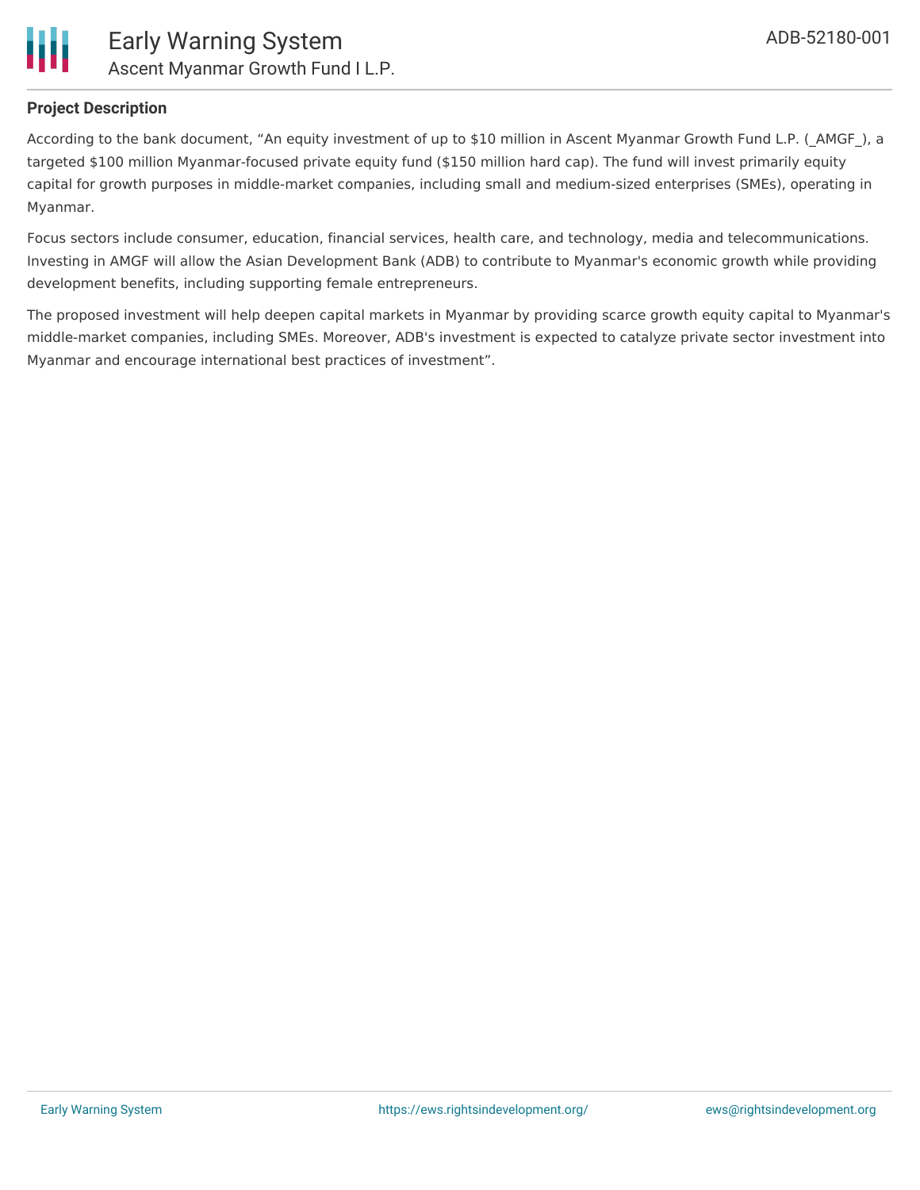**Project Description**

According to the bank document, "An equity investment of up to $10 million in Ascent Myanmar Growth Fund L.P. (_AMGF_), a targeted $100 million Myanmar-focused private equity fund ($150 million hard cap). The fund will invest primarily equity capital for growth purposes in middle-market companies, including small and medium-sized enterprises (SMEs), operating in Myanmar.

Focus sectors include consumer, education, financial services, health care, and technology, media and telecommunications. Investing in AMGF will allow the Asian Development Bank (ADB) to contribute to Myanmar's economic growth while providing development benefits, including supporting female entrepreneurs.

The proposed investment will help deepen capital markets in Myanmar by providing scarce growth equity capital to Myanmar's middle-market companies, including SMEs. Moreover, ADB's investment is expected to catalyze private sector investment into Myanmar and encourage international best practices of investment".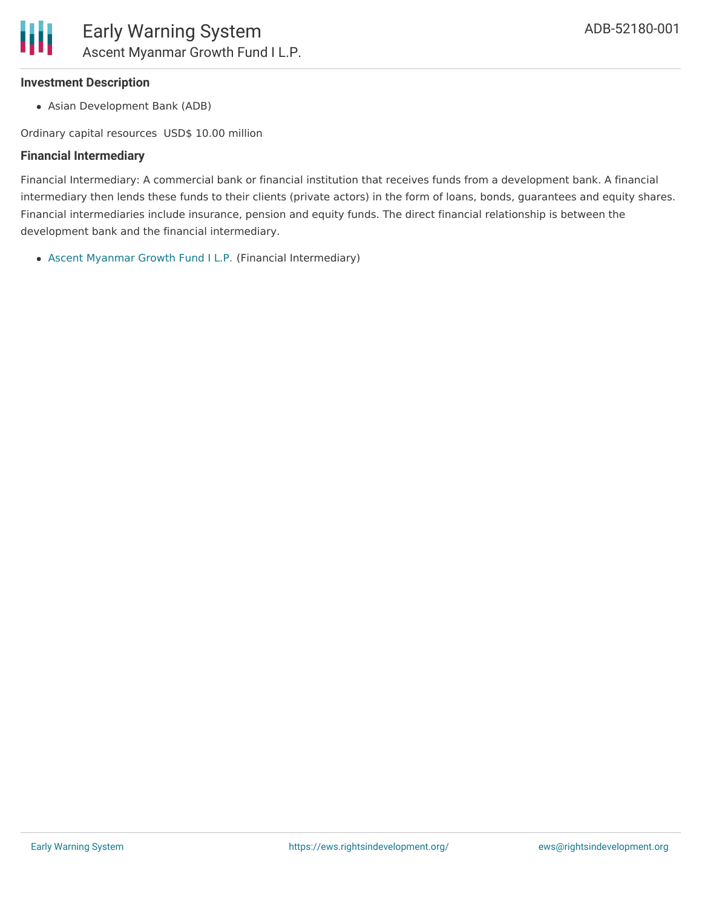### Investment Description

- Asian Development Bank (ADB)

Ordinary capital resources USD$ 10.00 million

### Financial Intermediary

Financial Intermediary: A commercial bank or financial institution that receives funds from a development bank. A financial intermediary then lends these funds to their clients (private actors) in the form of loans, bonds, guarantees and equity shares. Financial intermediaries include insurance, pension and equity funds. The direct financial relationship is between the development bank and the financial intermediary.

- Ascent Myanmar Growth Fund I L.P. (Financial Intermediary)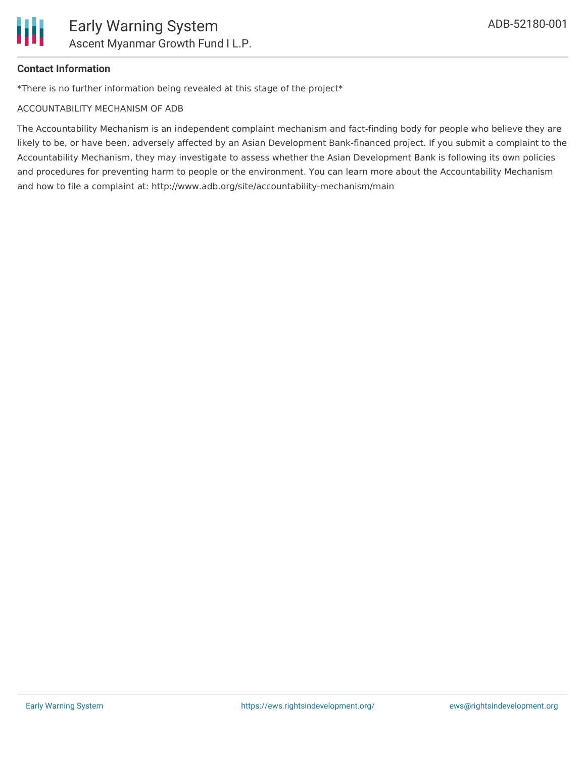**Contact Information**

*There is no further information being revealed at this stage of the project*

ACCOUNTABILITY MECHANISM OF ADB

The Accountability Mechanism is an independent complaint mechanism and fact-finding body for people who believe they are likely to be, or have been, adversely affected by an Asian Development Bank-financed project. If you submit a complaint to the Accountability Mechanism, they may investigate to assess whether the Asian Development Bank is following its own policies and procedures for preventing harm to people or the environment. You can learn more about the Accountability Mechanism and how to file a complaint at: http://www.adb.org/site/accountability-mechanism/main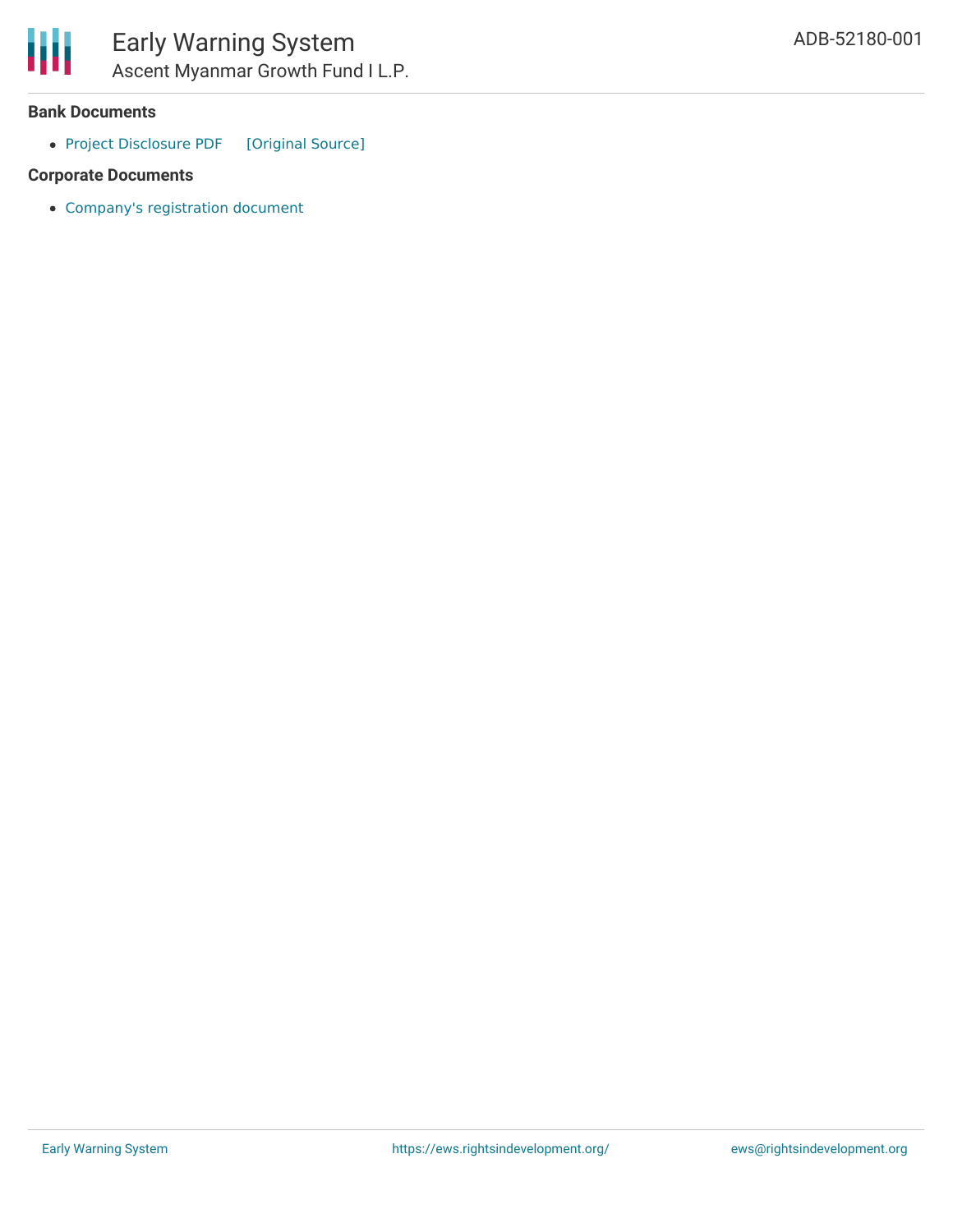**Bank Documents**

- Project Disclosure PDF [Original Source]

**Corporate Documents**

- Company's registration document